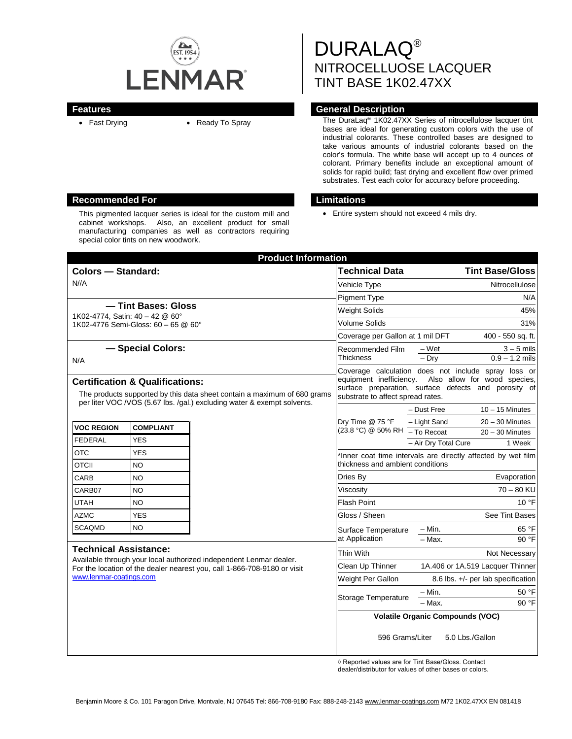LENMAR

# DURALAQ®
## NITROCELLUOSE LACQUER
## TINT BASE 1K02.47XX

## Features

- Fast Drying
- Ready To Spray

## General Description

The DuraLaq® 1K02.47XX Series of nitrocellulose lacquer tint bases are ideal for generating custom colors with the use of industrial colorants. These controlled bases are designed to take various amounts of industrial colorants based on the color's formula. The white base will accept up to 4 ounces of colorant. Primary benefits include an exceptional amount of solids for rapid build; fast drying and excellent flow over primed substrates. Test each color for accuracy before proceeding.

## Recommended For

This pigmented lacquer series is ideal for the custom mill and cabinet workshops. Also, an excellent product for small manufacturing companies as well as contractors requiring special color tints on new woodwork.

## Limitations

- Entire system should not exceed 4 mils dry.

## Product Information

### Colors — Standard:

N//A

### — Tint Bases: Gloss

1K02-4774, Satin: 40 – 42 @ 60°
1K02-4776 Semi-Gloss: 60 – 65 @ 60°

### — Special Colors:

N/A

### Certification & Qualifications:

The products supported by this data sheet contain a maximum of 680 grams per liter VOC /VOS (5.67 lbs. /gal.) excluding water & exempt solvents.

| VOC REGION | COMPLIANT |
|---|---|
| FEDERAL | YES |
| OTC | YES |
| OTCII | NO |
| CARB | NO |
| CARB07 | NO |
| UTAH | NO |
| AZMC | YES |
| SCAQMD | NO |

### Technical Assistance:

Available through your local authorized independent Lenmar dealer. For the location of the dealer nearest you, call 1-866-708-9180 or visit www.lenmar-coatings.com

| Technical Data | | Tint Base/Gloss |
|---|---|---|
| Vehicle Type | | Nitrocellulose |
| Pigment Type | | N/A |
| Weight Solids | | 45% |
| Volume Solids | | 31% |
| Coverage per Gallon at 1 mil DFT | | 400 - 550 sq. ft. |
| Recommended Film Thickness | – Wet | 3 – 5 mils |
| | – Dry | 0.9 – 1.2 mils |
| Coverage calculation does not include spray loss or equipment inefficiency. Also allow for wood species, surface preparation, surface defects and porosity of substrate to affect spread rates. | | |
| Dry Time @ 75 °F (23.8 °C) @ 50% RH | – Dust Free | 10 – 15 Minutes |
| | – Light Sand | 20 – 30 Minutes |
| | – To Recoat | 20 – 30 Minutes |
| | – Air Dry Total Cure | 1 Week |
| *Inner coat time intervals are directly affected by wet film thickness and ambient conditions | | |
| Dries By | | Evaporation |
| Viscosity | | 70 – 80 KU |
| Flash Point | | 10 °F |
| Gloss / Sheen | | See Tint Bases |
| Surface Temperature at Application | – Min. | 65 °F |
| | – Max. | 90 °F |
| Thin With | | Not Necessary |
| Clean Up Thinner | | 1A.406 or 1A.519 Lacquer Thinner |
| Weight Per Gallon | | 8.6 lbs. +/- per lab specification |
| Storage Temperature | – Min. | 50 °F |
| | – Max. | 90 °F |
| Volatile Organic Compounds (VOC) | | |
| 596 Grams/Liter | | 5.0 Lbs./Gallon |

◊ Reported values are for Tint Base/Gloss. Contact dealer/distributor for values of other bases or colors.

Benjamin Moore & Co. 101 Paragon Drive, Montvale, NJ 07645 Tel: 866-708-9180 Fax: 888-248-2143 www.lenmar-coatings.com M72 1K02.47XX EN 081418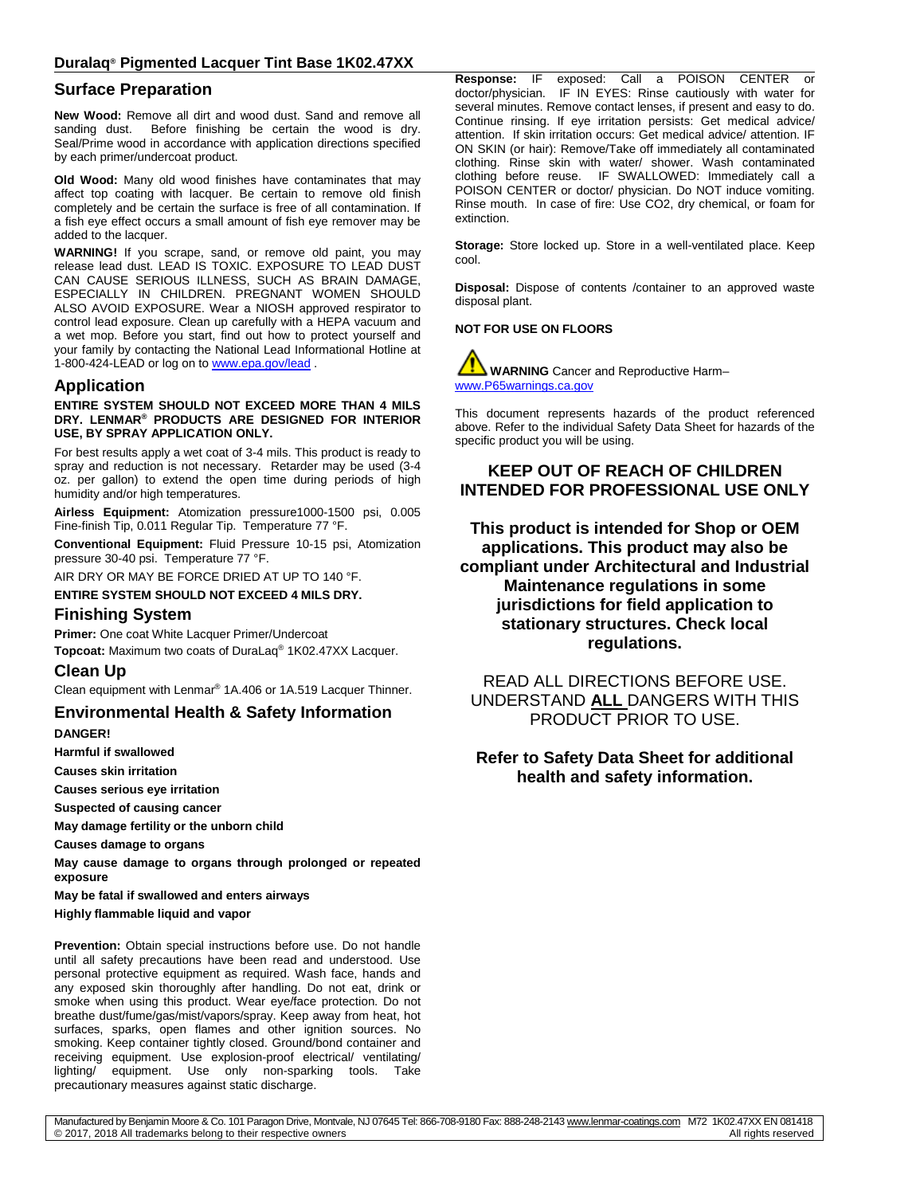## Surface Preparation

**New Wood:** Remove all dirt and wood dust. Sand and remove all sanding dust. Before finishing be certain the wood is dry. Seal/Prime wood in accordance with application directions specified by each primer/undercoat product.

**Old Wood:** Many old wood finishes have contaminates that may affect top coating with lacquer. Be certain to remove old finish completely and be certain the surface is free of all contamination. If a fish eye effect occurs a small amount of fish eye remover may be added to the lacquer.

**WARNING!** If you scrape, sand, or remove old paint, you may release lead dust. LEAD IS TOXIC. EXPOSURE TO LEAD DUST CAN CAUSE SERIOUS ILLNESS, SUCH AS BRAIN DAMAGE, ESPECIALLY IN CHILDREN. PREGNANT WOMEN SHOULD ALSO AVOID EXPOSURE. Wear a NIOSH approved respirator to control lead exposure. Clean up carefully with a HEPA vacuum and a wet mop. Before you start, find out how to protect yourself and your family by contacting the National Lead Informational Hotline at 1-800-424-LEAD or log on to www.epa.gov/lead .

## Application

**ENTIRE SYSTEM SHOULD NOT EXCEED MORE THAN 4 MILS DRY. LENMAR® PRODUCTS ARE DESIGNED FOR INTERIOR USE, BY SPRAY APPLICATION ONLY.**

For best results apply a wet coat of 3-4 mils. This product is ready to spray and reduction is not necessary. Retarder may be used (3-4 oz. per gallon) to extend the open time during periods of high humidity and/or high temperatures.

**Airless Equipment:** Atomization pressure1000-1500 psi, 0.005 Fine-finish Tip, 0.011 Regular Tip. Temperature 77 °F.

**Conventional Equipment:** Fluid Pressure 10-15 psi, Atomization pressure 30-40 psi. Temperature 77 °F.

AIR DRY OR MAY BE FORCE DRIED AT UP TO 140 °F.

**ENTIRE SYSTEM SHOULD NOT EXCEED 4 MILS DRY.**

## Finishing System

**Primer:** One coat White Lacquer Primer/Undercoat

**Topcoat:** Maximum two coats of DuraLaq® 1K02.47XX Lacquer.

## Clean Up

Clean equipment with Lenmar® 1A.406 or 1A.519 Lacquer Thinner.

## Environmental Health & Safety Information

**DANGER!**

**Harmful if swallowed**

**Causes skin irritation**

**Causes serious eye irritation**

**Suspected of causing cancer**

**May damage fertility or the unborn child**

**Causes damage to organs**

**May cause damage to organs through prolonged or repeated exposure**

**May be fatal if swallowed and enters airways**

**Highly flammable liquid and vapor**

**Prevention:** Obtain special instructions before use. Do not handle until all safety precautions have been read and understood. Use personal protective equipment as required. Wash face, hands and any exposed skin thoroughly after handling. Do not eat, drink or smoke when using this product. Wear eye/face protection. Do not breathe dust/fume/gas/mist/vapors/spray. Keep away from heat, hot surfaces, sparks, open flames and other ignition sources. No smoking. Keep container tightly closed. Ground/bond container and receiving equipment. Use explosion-proof electrical/ ventilating/ lighting/ equipment. Use only non-sparking tools. Take precautionary measures against static discharge.

**Response:** IF exposed: Call a POISON CENTER or doctor/physician. IF IN EYES: Rinse cautiously with water for several minutes. Remove contact lenses, if present and easy to do. Continue rinsing. If eye irritation persists: Get medical advice/ attention. If skin irritation occurs: Get medical advice/ attention. IF ON SKIN (or hair): Remove/Take off immediately all contaminated clothing. Rinse skin with water/ shower. Wash contaminated clothing before reuse. IF SWALLOWED: Immediately call a POISON CENTER or doctor/ physician. Do NOT induce vomiting. Rinse mouth. In case of fire: Use CO2, dry chemical, or foam for extinction.

**Storage:** Store locked up. Store in a well-ventilated place. Keep cool.

**Disposal:** Dispose of contents /container to an approved waste disposal plant.

**NOT FOR USE ON FLOORS**

**WARNING** Cancer and Reproductive Harm– www.P65warnings.ca.gov

This document represents hazards of the product referenced above. Refer to the individual Safety Data Sheet for hazards of the specific product you will be using.

**KEEP OUT OF REACH OF CHILDREN**
**INTENDED FOR PROFESSIONAL USE ONLY**

**This product is intended for Shop or OEM applications. This product may also be compliant under Architectural and Industrial Maintenance regulations in some jurisdictions for field application to stationary structures. Check local regulations.**

READ ALL DIRECTIONS BEFORE USE. UNDERSTAND **ALL** DANGERS WITH THIS PRODUCT PRIOR TO USE.

**Refer to Safety Data Sheet for additional health and safety information.**

Manufactured by Benjamin Moore & Co. 101 Paragon Drive, Montvale, NJ 07645 Tel: 866-708-9180 Fax: 888-248-2143 www.lenmar-coatings.com M72 1K02.47XX EN 081418
© 2017, 2018 All trademarks belong to their respective owners All rights reserved